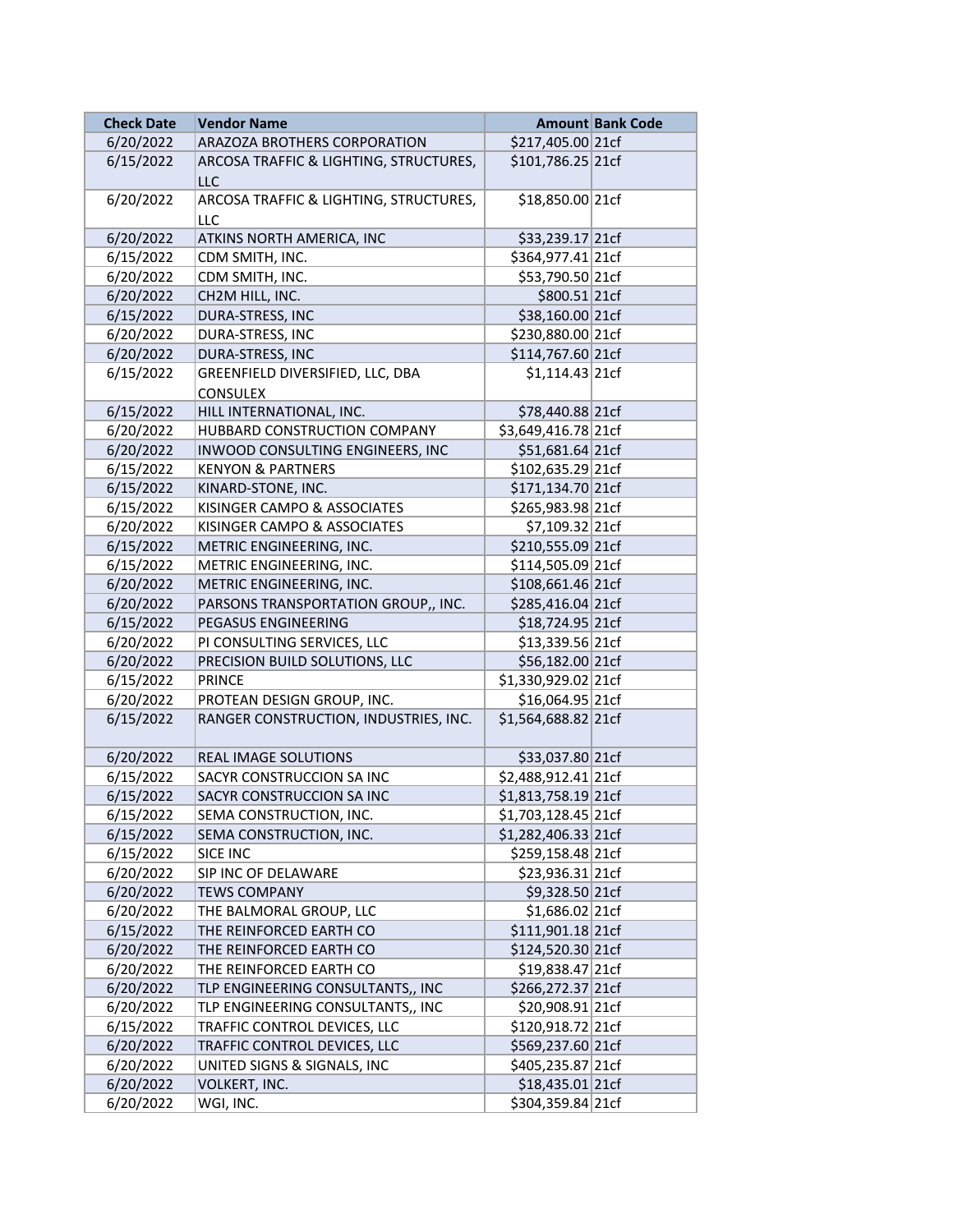| Check Date | Vendor Name | Amount | Bank Code |
|---|---|---|---|
| 6/20/2022 | ARAZOZA BROTHERS CORPORATION | $217,405.00 | 21cf |
| 6/15/2022 | ARCOSA TRAFFIC & LIGHTING, STRUCTURES, LLC | $101,786.25 | 21cf |
| 6/20/2022 | ARCOSA TRAFFIC & LIGHTING, STRUCTURES, LLC | $18,850.00 | 21cf |
| 6/20/2022 | ATKINS NORTH AMERICA, INC | $33,239.17 | 21cf |
| 6/15/2022 | CDM SMITH, INC. | $364,977.41 | 21cf |
| 6/20/2022 | CDM SMITH, INC. | $53,790.50 | 21cf |
| 6/20/2022 | CH2M HILL, INC. | $800.51 | 21cf |
| 6/15/2022 | DURA-STRESS, INC | $38,160.00 | 21cf |
| 6/20/2022 | DURA-STRESS, INC | $230,880.00 | 21cf |
| 6/20/2022 | DURA-STRESS, INC | $114,767.60 | 21cf |
| 6/15/2022 | GREENFIELD DIVERSIFIED, LLC, DBA CONSULEX | $1,114.43 | 21cf |
| 6/15/2022 | HILL INTERNATIONAL, INC. | $78,440.88 | 21cf |
| 6/20/2022 | HUBBARD CONSTRUCTION COMPANY | $3,649,416.78 | 21cf |
| 6/20/2022 | INWOOD CONSULTING ENGINEERS, INC | $51,681.64 | 21cf |
| 6/15/2022 | KENYON & PARTNERS | $102,635.29 | 21cf |
| 6/15/2022 | KINARD-STONE, INC. | $171,134.70 | 21cf |
| 6/15/2022 | KISINGER CAMPO & ASSOCIATES | $265,983.98 | 21cf |
| 6/20/2022 | KISINGER CAMPO & ASSOCIATES | $7,109.32 | 21cf |
| 6/15/2022 | METRIC ENGINEERING, INC. | $210,555.09 | 21cf |
| 6/15/2022 | METRIC ENGINEERING, INC. | $114,505.09 | 21cf |
| 6/20/2022 | METRIC ENGINEERING, INC. | $108,661.46 | 21cf |
| 6/20/2022 | PARSONS TRANSPORTATION GROUP,, INC. | $285,416.04 | 21cf |
| 6/15/2022 | PEGASUS ENGINEERING | $18,724.95 | 21cf |
| 6/20/2022 | PI CONSULTING SERVICES, LLC | $13,339.56 | 21cf |
| 6/20/2022 | PRECISION BUILD SOLUTIONS, LLC | $56,182.00 | 21cf |
| 6/15/2022 | PRINCE | $1,330,929.02 | 21cf |
| 6/20/2022 | PROTEAN DESIGN GROUP, INC. | $16,064.95 | 21cf |
| 6/15/2022 | RANGER CONSTRUCTION, INDUSTRIES, INC. | $1,564,688.82 | 21cf |
| 6/20/2022 | REAL IMAGE SOLUTIONS | $33,037.80 | 21cf |
| 6/15/2022 | SACYR CONSTRUCCION SA INC | $2,488,912.41 | 21cf |
| 6/15/2022 | SACYR CONSTRUCCION SA INC | $1,813,758.19 | 21cf |
| 6/15/2022 | SEMA CONSTRUCTION, INC. | $1,703,128.45 | 21cf |
| 6/15/2022 | SEMA CONSTRUCTION, INC. | $1,282,406.33 | 21cf |
| 6/15/2022 | SICE INC | $259,158.48 | 21cf |
| 6/20/2022 | SIP INC OF DELAWARE | $23,936.31 | 21cf |
| 6/20/2022 | TEWS COMPANY | $9,328.50 | 21cf |
| 6/20/2022 | THE BALMORAL GROUP, LLC | $1,686.02 | 21cf |
| 6/15/2022 | THE REINFORCED EARTH CO | $111,901.18 | 21cf |
| 6/20/2022 | THE REINFORCED EARTH CO | $124,520.30 | 21cf |
| 6/20/2022 | THE REINFORCED EARTH CO | $19,838.47 | 21cf |
| 6/20/2022 | TLP ENGINEERING CONSULTANTS,, INC | $266,272.37 | 21cf |
| 6/20/2022 | TLP ENGINEERING CONSULTANTS,, INC | $20,908.91 | 21cf |
| 6/15/2022 | TRAFFIC CONTROL DEVICES, LLC | $120,918.72 | 21cf |
| 6/20/2022 | TRAFFIC CONTROL DEVICES, LLC | $569,237.60 | 21cf |
| 6/20/2022 | UNITED SIGNS & SIGNALS, INC | $405,235.87 | 21cf |
| 6/20/2022 | VOLKERT, INC. | $18,435.01 | 21cf |
| 6/20/2022 | WGI, INC. | $304,359.84 | 21cf |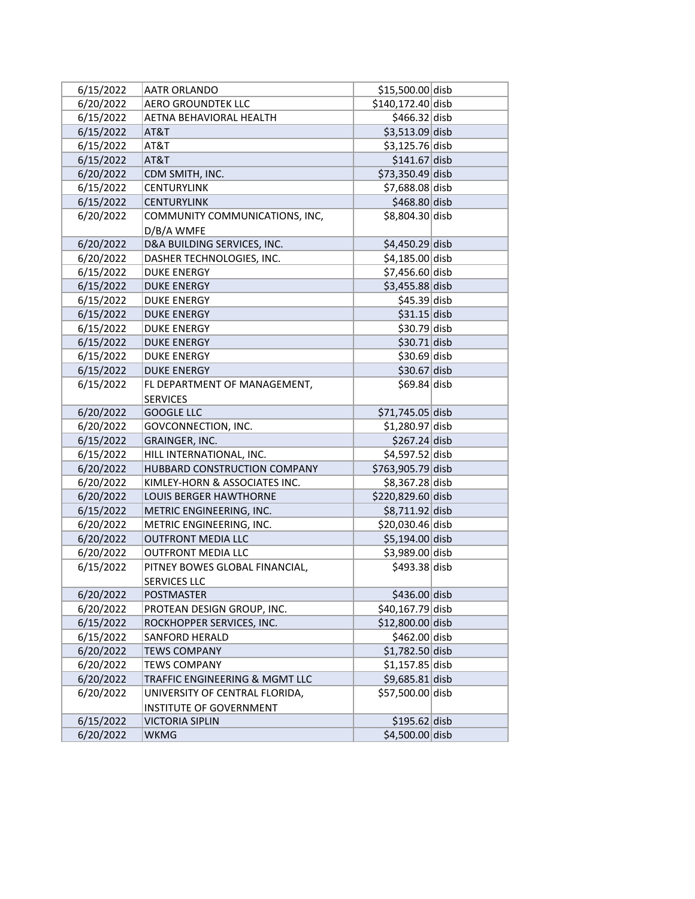| | | | |
|---|---|---|---|
| 6/15/2022 | AATR ORLANDO | $15,500.00 | disb |
| 6/20/2022 | AERO GROUNDTEK LLC | $140,172.40 | disb |
| 6/15/2022 | AETNA BEHAVIORAL HEALTH | $466.32 | disb |
| 6/15/2022 | AT&T | $3,513.09 | disb |
| 6/15/2022 | AT&T | $3,125.76 | disb |
| 6/15/2022 | AT&T | $141.67 | disb |
| 6/20/2022 | CDM SMITH, INC. | $73,350.49 | disb |
| 6/15/2022 | CENTURYLINK | $7,688.08 | disb |
| 6/15/2022 | CENTURYLINK | $468.80 | disb |
| 6/20/2022 | COMMUNITY COMMUNICATIONS, INC, D/B/A WMFE | $8,804.30 | disb |
| 6/20/2022 | D&A BUILDING SERVICES, INC. | $4,450.29 | disb |
| 6/20/2022 | DASHER TECHNOLOGIES, INC. | $4,185.00 | disb |
| 6/15/2022 | DUKE ENERGY | $7,456.60 | disb |
| 6/15/2022 | DUKE ENERGY | $3,455.88 | disb |
| 6/15/2022 | DUKE ENERGY | $45.39 | disb |
| 6/15/2022 | DUKE ENERGY | $31.15 | disb |
| 6/15/2022 | DUKE ENERGY | $30.79 | disb |
| 6/15/2022 | DUKE ENERGY | $30.71 | disb |
| 6/15/2022 | DUKE ENERGY | $30.69 | disb |
| 6/15/2022 | DUKE ENERGY | $30.67 | disb |
| 6/15/2022 | FL DEPARTMENT OF MANAGEMENT, SERVICES | $69.84 | disb |
| 6/20/2022 | GOOGLE LLC | $71,745.05 | disb |
| 6/20/2022 | GOVCONNECTION, INC. | $1,280.97 | disb |
| 6/15/2022 | GRAINGER, INC. | $267.24 | disb |
| 6/15/2022 | HILL INTERNATIONAL, INC. | $4,597.52 | disb |
| 6/20/2022 | HUBBARD CONSTRUCTION COMPANY | $763,905.79 | disb |
| 6/20/2022 | KIMLEY-HORN & ASSOCIATES INC. | $8,367.28 | disb |
| 6/20/2022 | LOUIS BERGER HAWTHORNE | $220,829.60 | disb |
| 6/15/2022 | METRIC ENGINEERING, INC. | $8,711.92 | disb |
| 6/20/2022 | METRIC ENGINEERING, INC. | $20,030.46 | disb |
| 6/20/2022 | OUTFRONT MEDIA LLC | $5,194.00 | disb |
| 6/20/2022 | OUTFRONT MEDIA LLC | $3,989.00 | disb |
| 6/15/2022 | PITNEY BOWES GLOBAL FINANCIAL, SERVICES LLC | $493.38 | disb |
| 6/20/2022 | POSTMASTER | $436.00 | disb |
| 6/20/2022 | PROTEAN DESIGN GROUP, INC. | $40,167.79 | disb |
| 6/15/2022 | ROCKHOPPER SERVICES, INC. | $12,800.00 | disb |
| 6/15/2022 | SANFORD HERALD | $462.00 | disb |
| 6/20/2022 | TEWS COMPANY | $1,782.50 | disb |
| 6/20/2022 | TEWS COMPANY | $1,157.85 | disb |
| 6/20/2022 | TRAFFIC ENGINEERING & MGMT LLC | $9,685.81 | disb |
| 6/20/2022 | UNIVERSITY OF CENTRAL FLORIDA, INSTITUTE OF GOVERNMENT | $57,500.00 | disb |
| 6/15/2022 | VICTORIA SIPLIN | $195.62 | disb |
| 6/20/2022 | WKMG | $4,500.00 | disb |